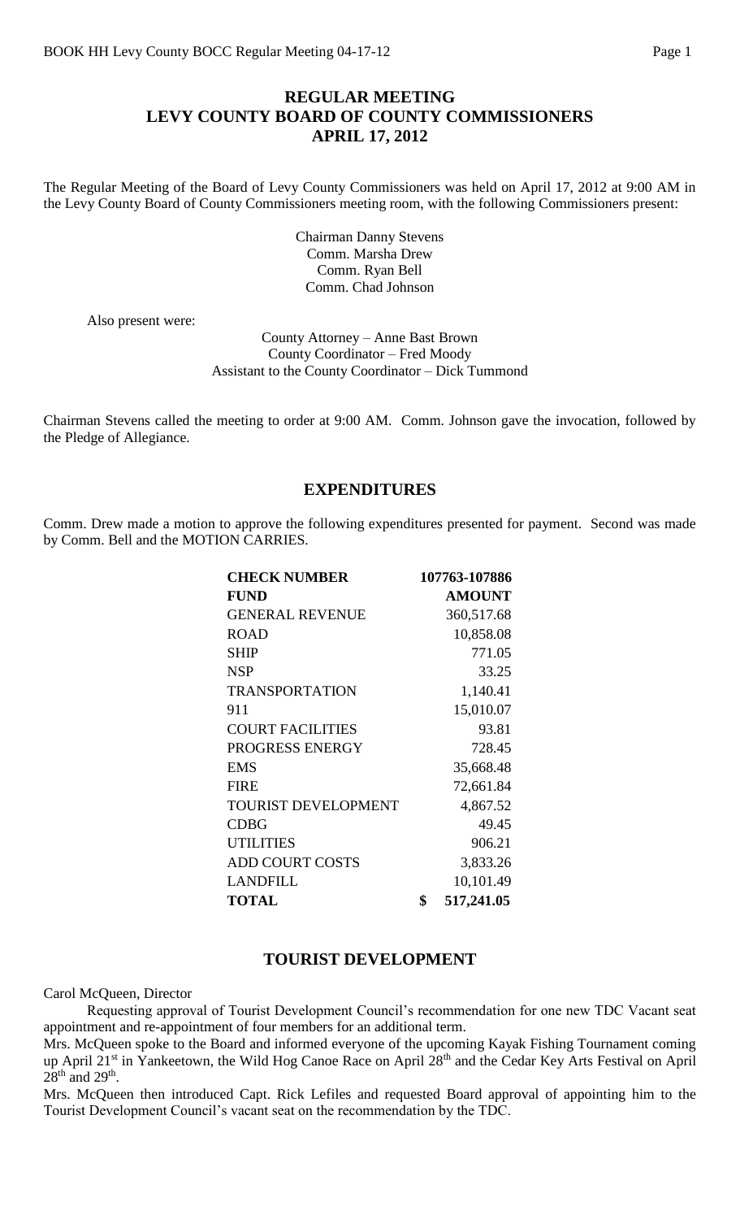# REGULAR MEETING
# LEVY COUNTY BOARD OF COUNTY COMMISSIONERS
# APRIL 17, 2012

The Regular Meeting of the Board of Levy County Commissioners was held on April 17, 2012 at 9:00 AM in the Levy County Board of County Commissioners meeting room, with the following Commissioners present:

Chairman Danny Stevens
Comm. Marsha Drew
Comm. Ryan Bell
Comm. Chad Johnson

Also present were:

County Attorney – Anne Bast Brown
County Coordinator – Fred Moody
Assistant to the County Coordinator – Dick Tummond

Chairman Stevens called the meeting to order at 9:00 AM. Comm. Johnson gave the invocation, followed by the Pledge of Allegiance.

## EXPENDITURES

Comm. Drew made a motion to approve the following expenditures presented for payment. Second was made by Comm. Bell and the MOTION CARRIES.

| CHECK NUMBER | 107763-107886 |
|---|---|
| FUND | AMOUNT |
| GENERAL REVENUE | 360,517.68 |
| ROAD | 10,858.08 |
| SHIP | 771.05 |
| NSP | 33.25 |
| TRANSPORTATION | 1,140.41 |
| 911 | 15,010.07 |
| COURT FACILITIES | 93.81 |
| PROGRESS ENERGY | 728.45 |
| EMS | 35,668.48 |
| FIRE | 72,661.84 |
| TOURIST DEVELOPMENT | 4,867.52 |
| CDBG | 49.45 |
| UTILITIES | 906.21 |
| ADD COURT COSTS | 3,833.26 |
| LANDFILL | 10,101.49 |
| **TOTAL** | **$ 517,241.05** |

## TOURIST DEVELOPMENT

Carol McQueen, Director

Requesting approval of Tourist Development Council's recommendation for one new TDC Vacant seat appointment and re-appointment of four members for an additional term.

Mrs. McQueen spoke to the Board and informed everyone of the upcoming Kayak Fishing Tournament coming up April 21st in Yankeetown, the Wild Hog Canoe Race on April 28th and the Cedar Key Arts Festival on April 28th and 29th.

Mrs. McQueen then introduced Capt. Rick Lefiles and requested Board approval of appointing him to the Tourist Development Council's vacant seat on the recommendation by the TDC.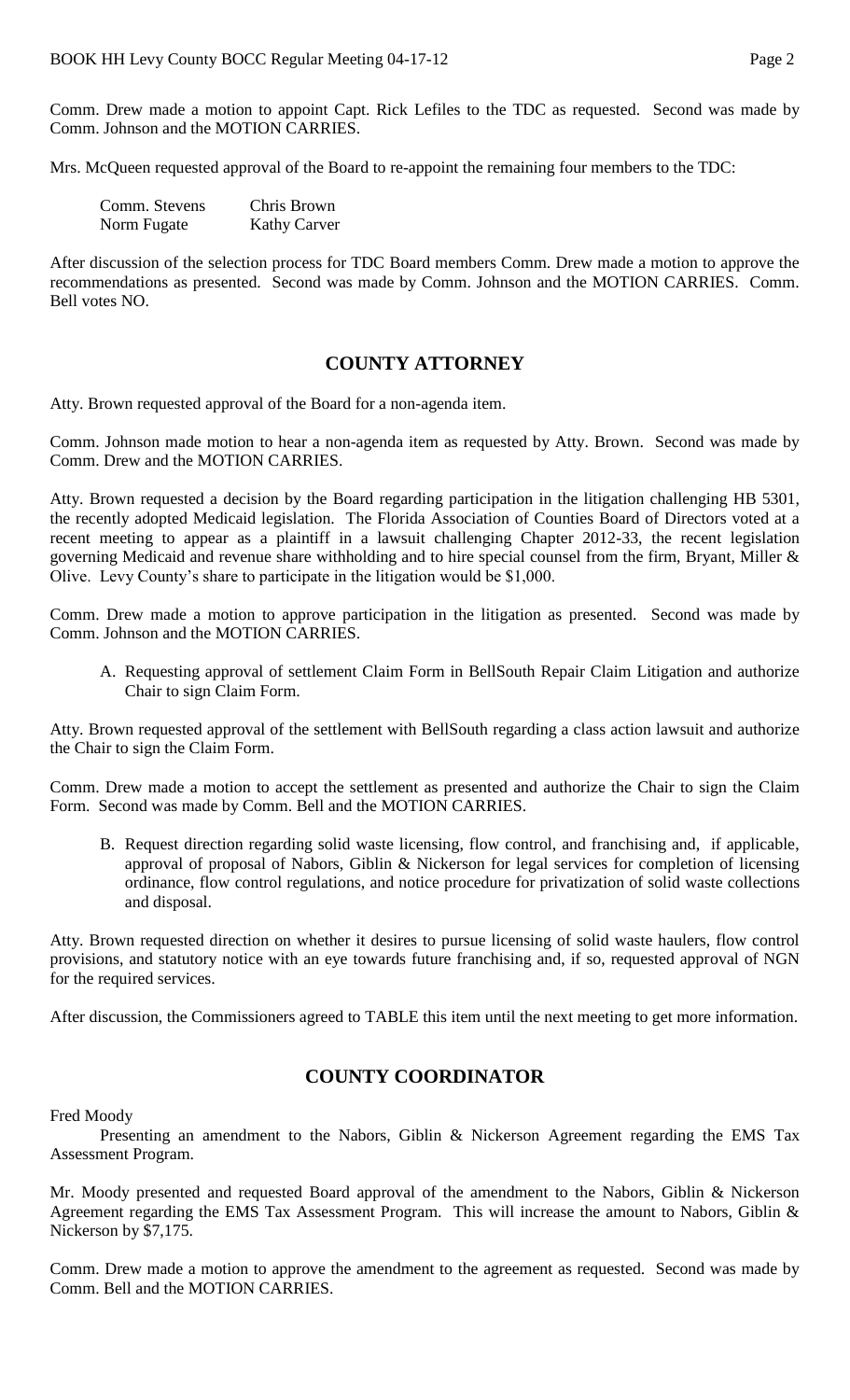Comm. Drew made a motion to appoint Capt. Rick Lefiles to the TDC as requested. Second was made by Comm. Johnson and the MOTION CARRIES.

Mrs. McQueen requested approval of the Board to re-appoint the remaining four members to the TDC:

| | |
|---|---|
| Comm. Stevens | Chris Brown |
| Norm Fugate | Kathy Carver |

After discussion of the selection process for TDC Board members Comm. Drew made a motion to approve the recommendations as presented. Second was made by Comm. Johnson and the MOTION CARRIES. Comm. Bell votes NO.

## COUNTY ATTORNEY

Atty. Brown requested approval of the Board for a non-agenda item.

Comm. Johnson made motion to hear a non-agenda item as requested by Atty. Brown. Second was made by Comm. Drew and the MOTION CARRIES.

Atty. Brown requested a decision by the Board regarding participation in the litigation challenging HB 5301, the recently adopted Medicaid legislation. The Florida Association of Counties Board of Directors voted at a recent meeting to appear as a plaintiff in a lawsuit challenging Chapter 2012-33, the recent legislation governing Medicaid and revenue share withholding and to hire special counsel from the firm, Bryant, Miller & Olive. Levy County's share to participate in the litigation would be $1,000.

Comm. Drew made a motion to approve participation in the litigation as presented. Second was made by Comm. Johnson and the MOTION CARRIES.

A. Requesting approval of settlement Claim Form in BellSouth Repair Claim Litigation and authorize Chair to sign Claim Form.

Atty. Brown requested approval of the settlement with BellSouth regarding a class action lawsuit and authorize the Chair to sign the Claim Form.

Comm. Drew made a motion to accept the settlement as presented and authorize the Chair to sign the Claim Form. Second was made by Comm. Bell and the MOTION CARRIES.

B. Request direction regarding solid waste licensing, flow control, and franchising and, if applicable, approval of proposal of Nabors, Giblin & Nickerson for legal services for completion of licensing ordinance, flow control regulations, and notice procedure for privatization of solid waste collections and disposal.

Atty. Brown requested direction on whether it desires to pursue licensing of solid waste haulers, flow control provisions, and statutory notice with an eye towards future franchising and, if so, requested approval of NGN for the required services.

After discussion, the Commissioners agreed to TABLE this item until the next meeting to get more information.

## COUNTY COORDINATOR

Fred Moody

Presenting an amendment to the Nabors, Giblin & Nickerson Agreement regarding the EMS Tax Assessment Program.

Mr. Moody presented and requested Board approval of the amendment to the Nabors, Giblin & Nickerson Agreement regarding the EMS Tax Assessment Program. This will increase the amount to Nabors, Giblin & Nickerson by $7,175.

Comm. Drew made a motion to approve the amendment to the agreement as requested. Second was made by Comm. Bell and the MOTION CARRIES.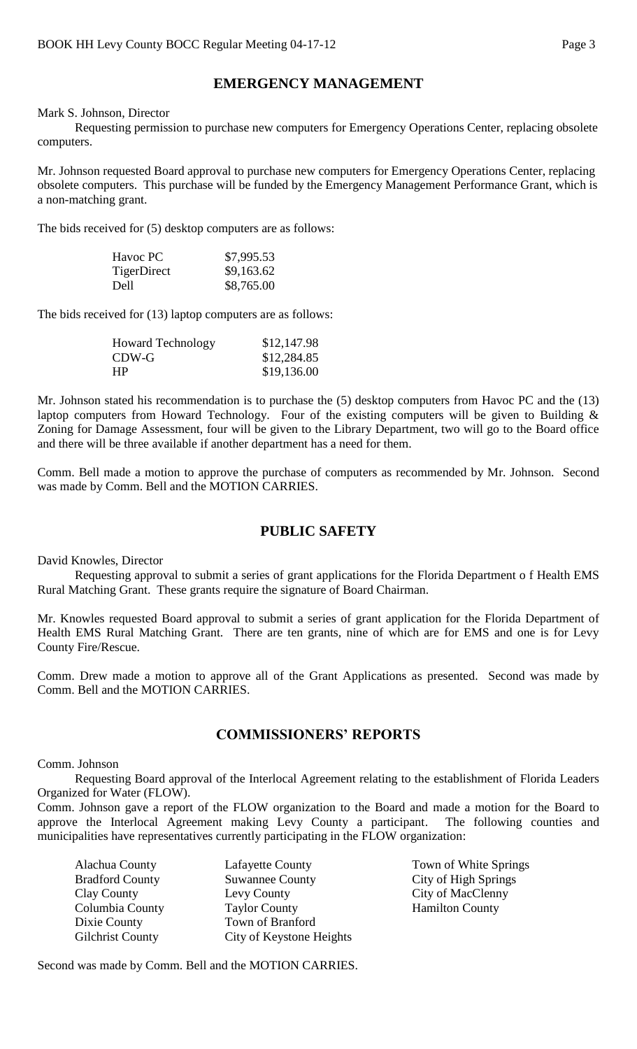## EMERGENCY MANAGEMENT

Mark S. Johnson, Director

Requesting permission to purchase new computers for Emergency Operations Center, replacing obsolete computers.

Mr. Johnson requested Board approval to purchase new computers for Emergency Operations Center, replacing obsolete computers. This purchase will be funded by the Emergency Management Performance Grant, which is a non-matching grant.

The bids received for (5) desktop computers are as follows:

| | |
|---|---|
| Havoc PC | \$7,995.53 |
| TigerDirect | \$9,163.62 |
| Dell | \$8,765.00 |

The bids received for (13) laptop computers are as follows:

| | |
|---|---|
| Howard Technology | \$12,147.98 |
| CDW-G | \$12,284.85 |
| HP | \$19,136.00 |

Mr. Johnson stated his recommendation is to purchase the (5) desktop computers from Havoc PC and the (13) laptop computers from Howard Technology. Four of the existing computers will be given to Building & Zoning for Damage Assessment, four will be given to the Library Department, two will go to the Board office and there will be three available if another department has a need for them.

Comm. Bell made a motion to approve the purchase of computers as recommended by Mr. Johnson. Second was made by Comm. Bell and the MOTION CARRIES.

## PUBLIC SAFETY

David Knowles, Director

Requesting approval to submit a series of grant applications for the Florida Department o f Health EMS Rural Matching Grant. These grants require the signature of Board Chairman.

Mr. Knowles requested Board approval to submit a series of grant application for the Florida Department of Health EMS Rural Matching Grant. There are ten grants, nine of which are for EMS and one is for Levy County Fire/Rescue.

Comm. Drew made a motion to approve all of the Grant Applications as presented. Second was made by Comm. Bell and the MOTION CARRIES.

## COMMISSIONERS' REPORTS

Comm. Johnson

Requesting Board approval of the Interlocal Agreement relating to the establishment of Florida Leaders Organized for Water (FLOW).

Comm. Johnson gave a report of the FLOW organization to the Board and made a motion for the Board to approve the Interlocal Agreement making Levy County a participant. The following counties and municipalities have representatives currently participating in the FLOW organization:

| | | |
|---|---|---|
| Alachua County | Lafayette County | Town of White Springs |
| Bradford County | Suwannee County | City of High Springs |
| Clay County | Levy County | City of MacClenny |
| Columbia County | Taylor County | Hamilton County |
| Dixie County | Town of Branford | |
| Gilchrist County | City of Keystone Heights | |

Second was made by Comm. Bell and the MOTION CARRIES.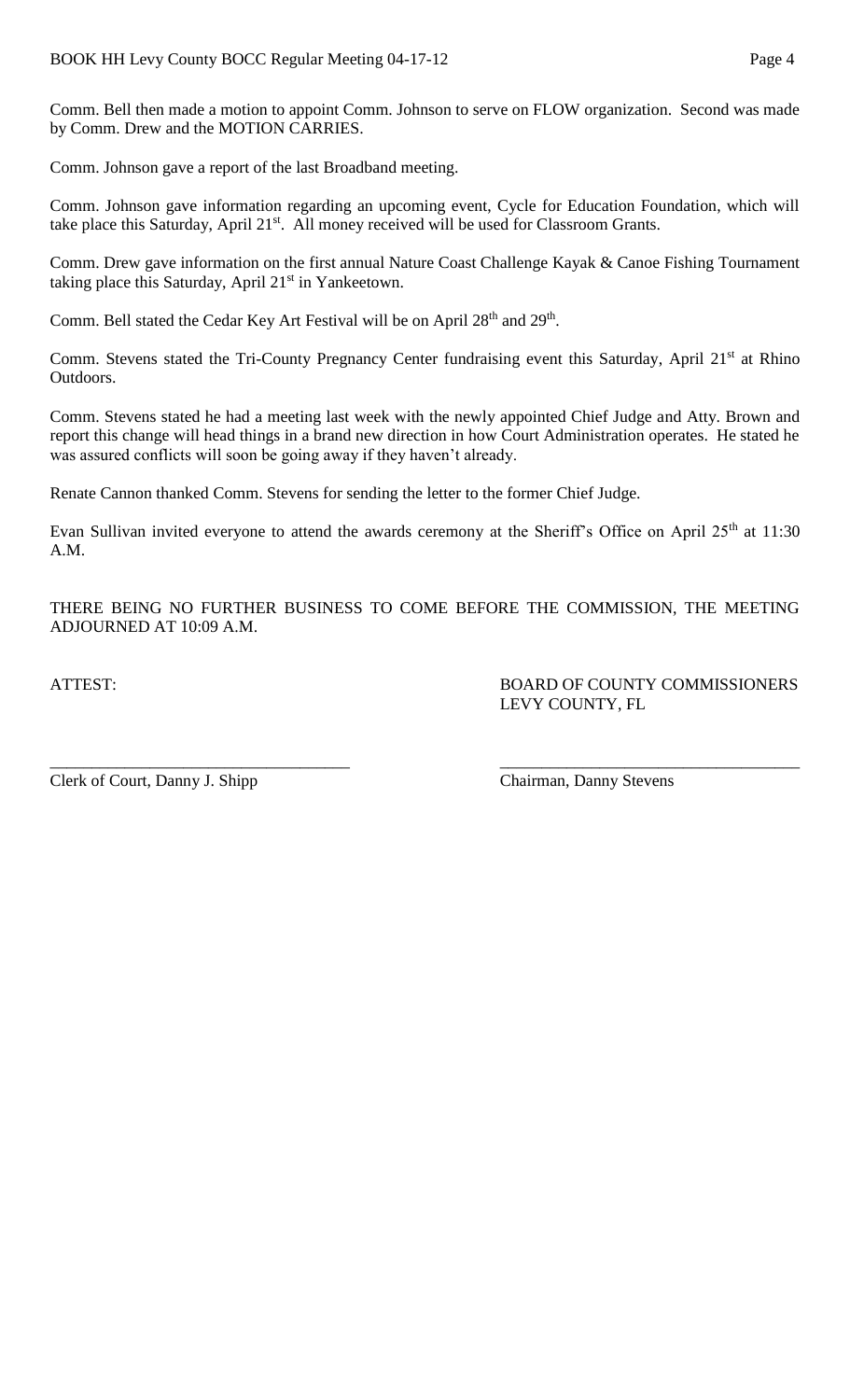Comm. Bell then made a motion to appoint Comm. Johnson to serve on FLOW organization. Second was made by Comm. Drew and the MOTION CARRIES.

Comm. Johnson gave a report of the last Broadband meeting.

Comm. Johnson gave information regarding an upcoming event, Cycle for Education Foundation, which will take place this Saturday, April 21st. All money received will be used for Classroom Grants.

Comm. Drew gave information on the first annual Nature Coast Challenge Kayak & Canoe Fishing Tournament taking place this Saturday, April 21st in Yankeetown.

Comm. Bell stated the Cedar Key Art Festival will be on April 28th and 29th.

Comm. Stevens stated the Tri-County Pregnancy Center fundraising event this Saturday, April 21st at Rhino Outdoors.

Comm. Stevens stated he had a meeting last week with the newly appointed Chief Judge and Atty. Brown and report this change will head things in a brand new direction in how Court Administration operates. He stated he was assured conflicts will soon be going away if they haven't already.

Renate Cannon thanked Comm. Stevens for sending the letter to the former Chief Judge.

Evan Sullivan invited everyone to attend the awards ceremony at the Sheriff's Office on April 25th at 11:30 A.M.

THERE BEING NO FURTHER BUSINESS TO COME BEFORE THE COMMISSION, THE MEETING ADJOURNED AT 10:09 A.M.

ATTEST:

BOARD OF COUNTY COMMISSIONERS
LEVY COUNTY, FL

\_\_\_\_\_\_\_\_\_\_\_\_\_\_\_\_\_\_\_\_\_\_\_\_\_\_\_\_\_\_\_\_\_\_\_\_
Clerk of Court, Danny J. Shipp

\_\_\_\_\_\_\_\_\_\_\_\_\_\_\_\_\_\_\_\_\_\_\_\_\_\_\_\_\_\_\_\_\_\_\_\_
Chairman, Danny Stevens